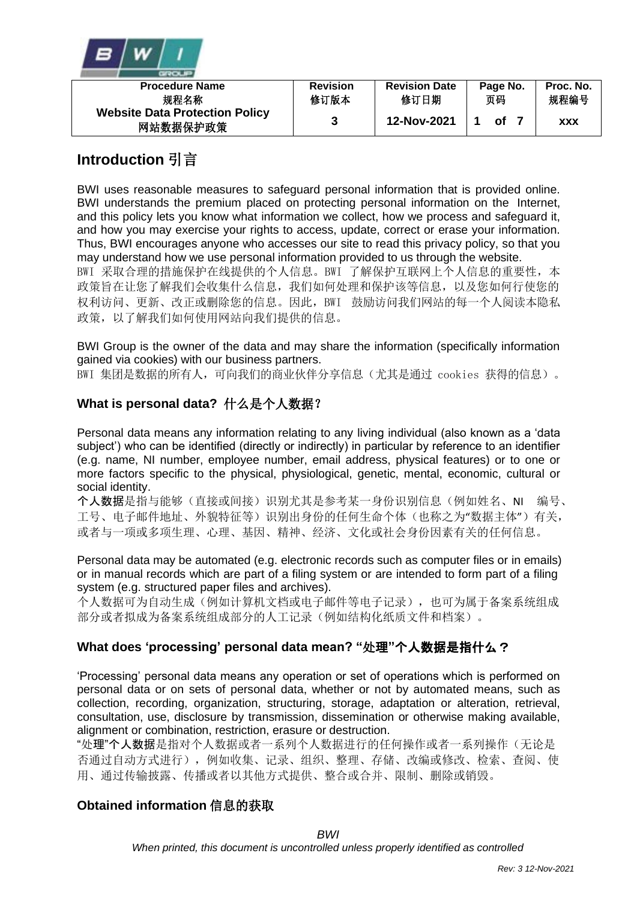| Procedure Name 规程名称 | Revision 修订版本 | Revision Date 修订日期 | Page No. 页码 | Proc. No. 规程编号 |
|---|---|---|---|---|
| Website Data Protection Policy 网站数据保护政策 | 3 | 12-Nov-2021 | 1 of 7 | xxx |

## Introduction 引言

BWI uses reasonable measures to safeguard personal information that is provided online. BWI understands the premium placed on protecting personal information on the Internet, and this policy lets you know what information we collect, how we process and safeguard it, and how you may exercise your rights to access, update, correct or erase your information. Thus, BWI encourages anyone who accesses our site to read this privacy policy, so that you may understand how we use personal information provided to us through the website.
BWI 采取合理的措施保护在线提供的个人信息。BWI 了解保护互联网上个人信息的重要性，本政策旨在让您了解我们会收集什么信息，我们如何处理和保护该等信息，以及您如何行使您的权利访问、更新、改正或删除您的信息。因此，BWI 鼓励访问我们网站的每一个人阅读本隐私政策，以了解我们如何使用网站向我们提供的信息。

BWI Group is the owner of the data and may share the information (specifically information gained via cookies) with our business partners.
BWI 集团是数据的所有人，可向我们的商业伙伴分享信息（尤其是通过 cookies 获得的信息）。

### What is personal data? 什么是个人数据？

Personal data means any information relating to any living individual (also known as a 'data subject') who can be identified (directly or indirectly) in particular by reference to an identifier (e.g. name, NI number, employee number, email address, physical features) or to one or more factors specific to the physical, physiological, genetic, mental, economic, cultural or social identity.
**个人数据**是指与能够（直接或间接）识别尤其是参考某一身份识别信息（例如姓名、NI 编号、工号、电子邮件地址、外貌特征等）识别出身份的任何生命个体（也称之为"数据主体"）有关，或者与一项或多项生理、心理、基因、精神、经济、文化或社会身份因素有关的任何信息。

Personal data may be automated (e.g. electronic records such as computer files or in emails) or in manual records which are part of a filing system or are intended to form part of a filing system (e.g. structured paper files and archives).
个人数据可为自动生成（例如计算机文档或电子邮件等电子记录），也可为属于备案系统组成部分或者拟成为备案系统组成部分的人工记录（例如结构化纸质文件和档案）。

### What does 'processing' personal data mean? "处理"个人数据是指什么？

'Processing' personal data means any operation or set of operations which is performed on personal data or on sets of personal data, whether or not by automated means, such as collection, recording, organization, structuring, storage, adaptation or alteration, retrieval, consultation, use, disclosure by transmission, dissemination or otherwise making available, alignment or combination, restriction, erasure or destruction.
"**处理"个人数据**是指对个人数据或者一系列个人数据进行的任何操作或者一系列操作（无论是否通过自动方式进行），例如收集、记录、组织、整理、存储、改编或修改、检索、查阅、使用、通过传输披露、传播或者以其他方式提供、整合或合并、限制、删除或销毁。

### Obtained information 信息的获取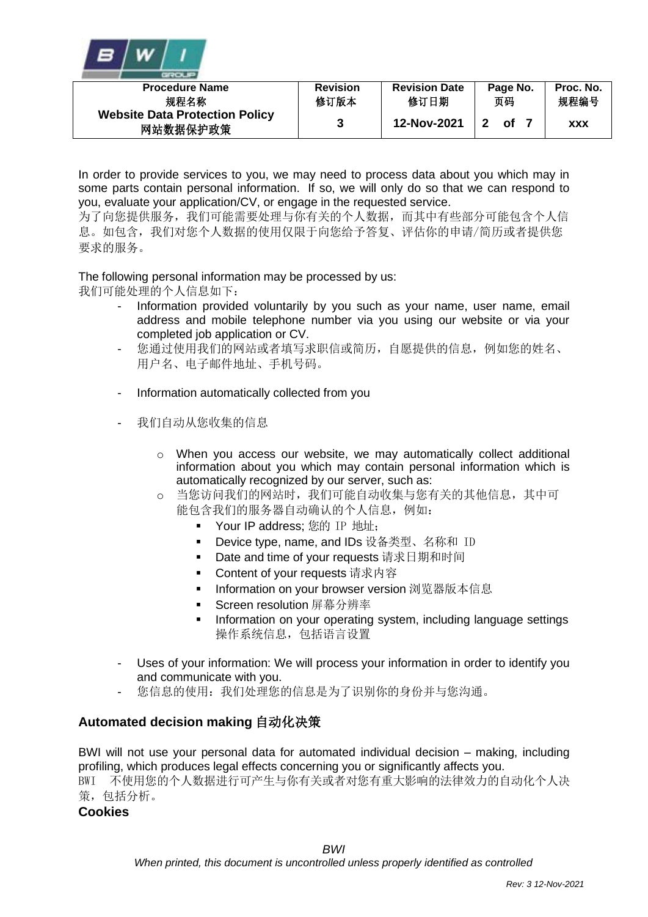In order to provide services to you, we may need to process data about you which may in some parts contain personal information. If so, we will only do so that we can respond to you, evaluate your application/CV, or engage in the requested service.
为了向您提供服务，我们可能需要处理与你有关的个人数据，而其中有些部分可能包含个人信息。如包含，我们对您个人数据的使用仅限于向您给予答复、评估你的申请/简历或者提供您要求的服务。

The following personal information may be processed by us:
我们可能处理的个人信息如下：

- Information provided voluntarily by you such as your name, user name, email address and mobile telephone number via you using our website or via your completed job application or CV.
- 您通过使用我们的网站或者填写求职信或简历，自愿提供的信息，例如您的姓名、用户名、电子邮件地址、手机号码。
- Information automatically collected from you
- 我们自动从您收集的信息
  - When you access our website, we may automatically collect additional information about you which may contain personal information which is automatically recognized by our server, such as:
  - 当您访问我们的网站时，我们可能自动收集与您有关的其他信息，其中可能包含我们的服务器自动确认的个人信息，例如：
    - Your IP address; 您的 IP 地址；
    - Device type, name, and IDs 设备类型、名称和 ID
    - Date and time of your requests 请求日期和时间
    - Content of your requests 请求内容
    - Information on your browser version 浏览器版本信息
    - Screen resolution 屏幕分辨率
    - Information on your operating system, including language settings 操作系统信息，包括语言设置
- Uses of your information: We will process your information in order to identify you and communicate with you.
- 您信息的使用：我们处理您的信息是为了识别你的身份并与您沟通。

## Automated decision making 自动化决策

BWI will not use your personal data for automated individual decision – making, including profiling, which produces legal effects concerning you or significantly affects you.
BWI 不使用您的个人数据进行可产生与你有关或者对您有重大影响的法律效力的自动化个人决策，包括分析。

## Cookies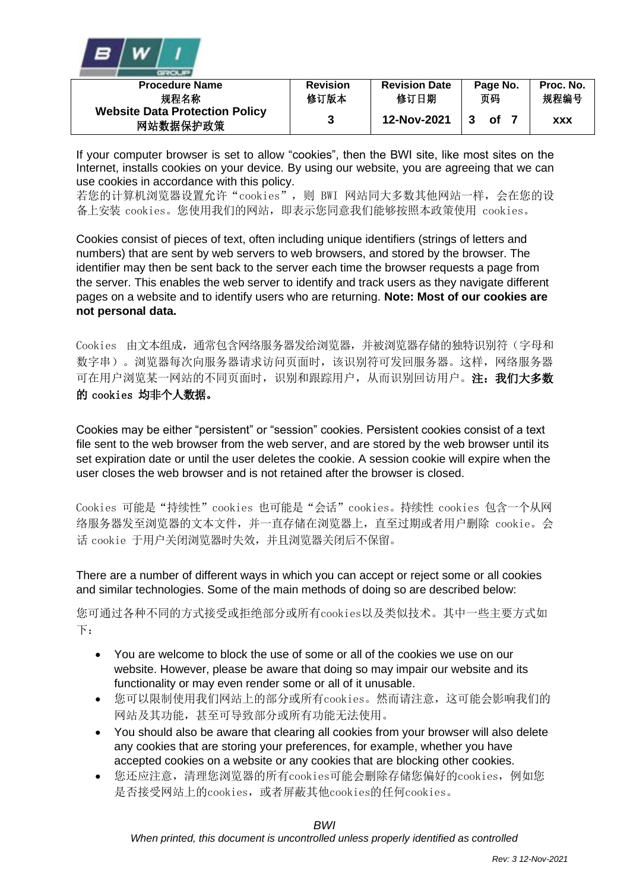If your computer browser is set to allow "cookies", then the BWI site, like most sites on the Internet, installs cookies on your device. By using our website, you are agreeing that we can use cookies in accordance with this policy.
若您的计算机浏览器设置允许"cookies"，则 BWI 网站同大多数其他网站一样，会在您的设备上安装 cookies。您使用我们的网站，即表示您同意我们能够按照本政策使用 cookies。

Cookies consist of pieces of text, often including unique identifiers (strings of letters and numbers) that are sent by web servers to web browsers, and stored by the browser. The identifier may then be sent back to the server each time the browser requests a page from the server. This enables the web server to identify and track users as they navigate different pages on a website and to identify users who are returning. **Note: Most of our cookies are not personal data.**

Cookies 由文本组成，通常包含网络服务器发给浏览器，并被浏览器存储的独特识别符（字母和数字串）。浏览器每次向服务器请求访问页面时，该识别符可发回服务器。这样，网络服务器可在用户浏览某一网站的不同页面时，识别和跟踪用户，从而识别回访用户。**注：我们大多数的 cookies 均非个人数据。**

Cookies may be either "persistent" or "session" cookies. Persistent cookies consist of a text file sent to the web browser from the web server, and are stored by the web browser until its set expiration date or until the user deletes the cookie. A session cookie will expire when the user closes the web browser and is not retained after the browser is closed.

Cookies 可能是"持续性"cookies 也可能是"会话"cookies。持续性 cookies 包含一个从网络服务器发至浏览器的文本文件，并一直存储在浏览器上，直至过期或者用户删除 cookie。会话 cookie 于用户关闭浏览器时失效，并且浏览器关闭后不保留。

There are a number of different ways in which you can accept or reject some or all cookies and similar technologies. Some of the main methods of doing so are described below:

您可通过各种不同的方式接受或拒绝部分或所有cookies以及类似技术。其中一些主要方式如下：

- You are welcome to block the use of some or all of the cookies we use on our website. However, please be aware that doing so may impair our website and its functionality or may even render some or all of it unusable.
- 您可以限制使用我们网站上的部分或所有cookies。然而请注意，这可能会影响我们的网站及其功能，甚至可导致部分或所有功能无法使用。
- You should also be aware that clearing all cookies from your browser will also delete any cookies that are storing your preferences, for example, whether you have accepted cookies on a website or any cookies that are blocking other cookies.
- 您还应注意，清理您浏览器的所有cookies可能会删除存储您偏好的cookies，例如您是否接受网站上的cookies，或者屏蔽其他cookies的任何cookies。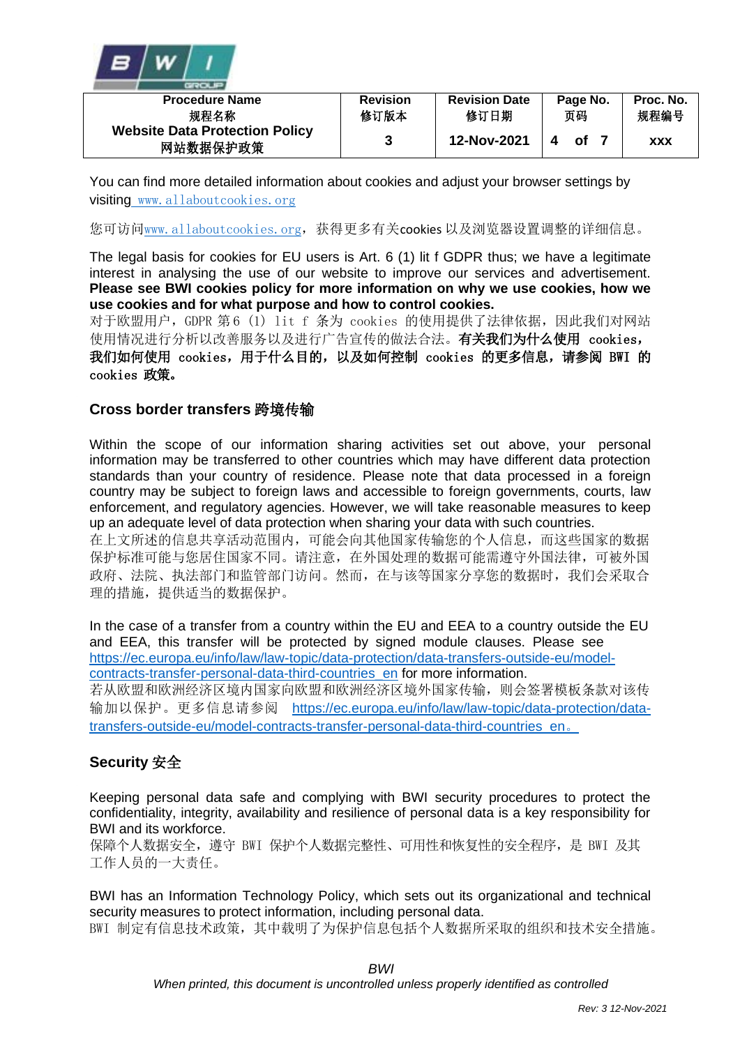You can find more detailed information about cookies and adjust your browser settings by visiting www.allaboutcookies.org

您可访问www.allaboutcookies.org，获得更多有关cookies 以及浏览器设置调整的详细信息。

The legal basis for cookies for EU users is Art. 6 (1) lit f GDPR thus; we have a legitimate interest in analysing the use of our website to improve our services and advertisement. **Please see BWI cookies policy for more information on why we use cookies, how we use cookies and for what purpose and how to control cookies.**
对于欧盟用户，GDPR 第6 (1) lit f 条为 cookies 的使用提供了法律依据，因此我们对网站使用情况进行分析以改善服务以及进行广告宣传的做法合法。**有关我们为什么使用 cookies，我们如何使用 cookies，用于什么目的，以及如何控制 cookies 的更多信息，请参阅 BWI 的 cookies 政策。**

## Cross border transfers 跨境传输

Within the scope of our information sharing activities set out above, your personal information may be transferred to other countries which may have different data protection standards than your country of residence. Please note that data processed in a foreign country may be subject to foreign laws and accessible to foreign governments, courts, law enforcement, and regulatory agencies. However, we will take reasonable measures to keep up an adequate level of data protection when sharing your data with such countries.
在上文所述的信息共享活动范围内，可能会向其他国家传输您的个人信息，而这些国家的数据保护标准可能与您居住国家不同。请注意，在外国处理的数据可能需遵守外国法律，可被外国政府、法院、执法部门和监管部门访问。然而，在与该等国家分享您的数据时，我们会采取合理的措施，提供适当的数据保护。

In the case of a transfer from a country within the EU and EEA to a country outside the EU and EEA, this transfer will be protected by signed module clauses. Please see https://ec.europa.eu/info/law/law-topic/data-protection/data-transfers-outside-eu/model-contracts-transfer-personal-data-third-countries_en for more information.
若从欧盟和欧洲经济区境内国家向欧盟和欧洲经济区境外国家传输，则会签署模板条款对该传输加以保护。更多信息请参阅 https://ec.europa.eu/info/law/law-topic/data-protection/data-transfers-outside-eu/model-contracts-transfer-personal-data-third-countries_en。

## Security 安全

Keeping personal data safe and complying with BWI security procedures to protect the confidentiality, integrity, availability and resilience of personal data is a key responsibility for BWI and its workforce.
保障个人数据安全，遵守 BWI 保护个人数据完整性、可用性和恢复性的安全程序，是 BWI 及其工作人员的一大责任。

BWI has an Information Technology Policy, which sets out its organizational and technical security measures to protect information, including personal data.
BWI 制定有信息技术政策，其中载明了为保护信息包括个人数据所采取的组织和技术安全措施。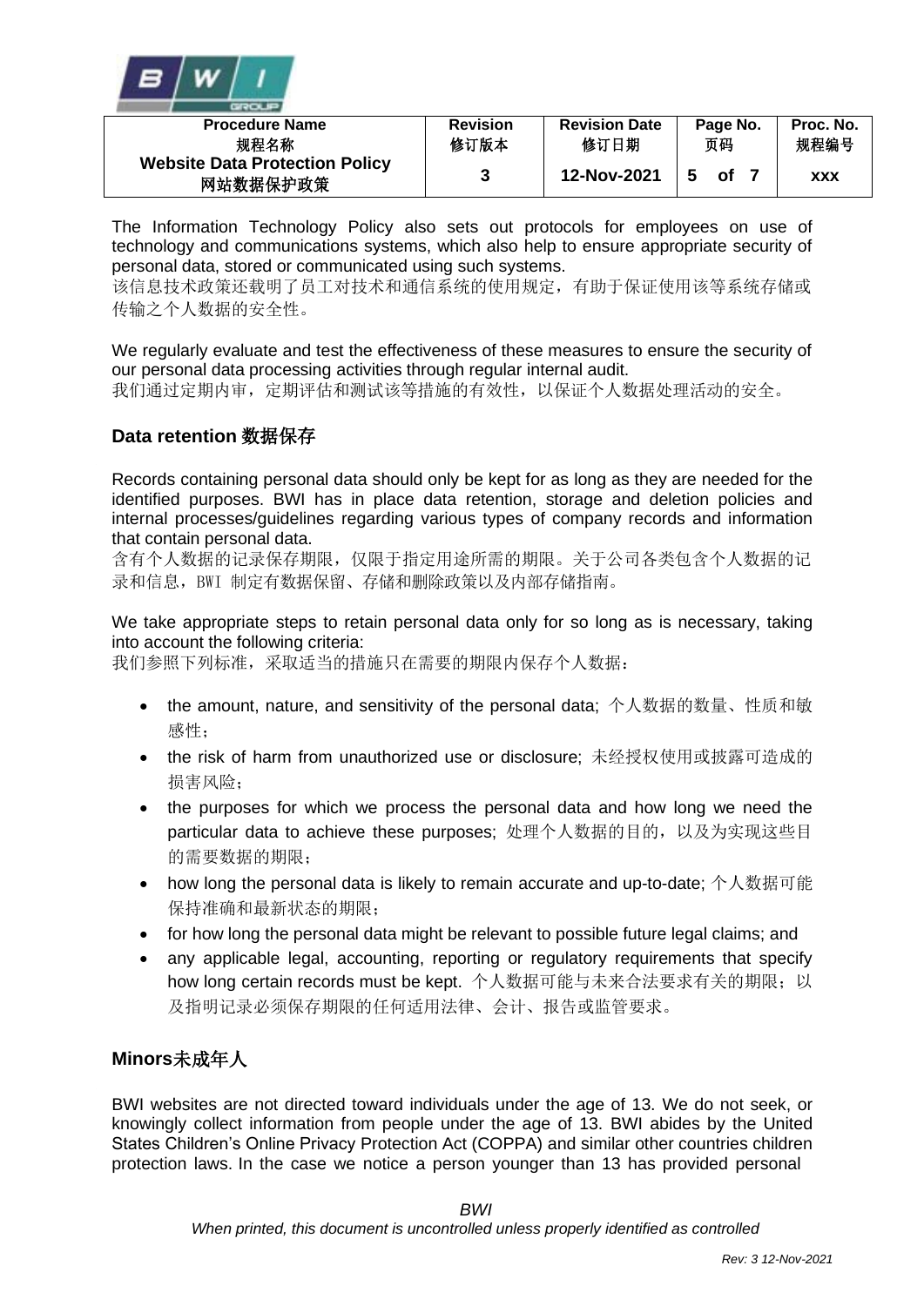The Information Technology Policy also sets out protocols for employees on use of technology and communications systems, which also help to ensure appropriate security of personal data, stored or communicated using such systems.
该信息技术政策还载明了员工对技术和通信系统的使用规定，有助于保证使用该等系统存储或传输之个人数据的安全性。

We regularly evaluate and test the effectiveness of these measures to ensure the security of our personal data processing activities through regular internal audit.
我们通过定期内审，定期评估和测试该等措施的有效性，以保证个人数据处理活动的安全。

## Data retention 数据保存

Records containing personal data should only be kept for as long as they are needed for the identified purposes. BWI has in place data retention, storage and deletion policies and internal processes/guidelines regarding various types of company records and information that contain personal data.
含有个人数据的记录保存期限，仅限于指定用途所需的期限。关于公司各类包含个人数据的记录和信息，BWI 制定有数据保留、存储和删除政策以及内部存储指南。

We take appropriate steps to retain personal data only for so long as is necessary, taking into account the following criteria:
我们参照下列标准，采取适当的措施只在需要的期限内保存个人数据：

- the amount, nature, and sensitivity of the personal data; 个人数据的数量、性质和敏感性；
- the risk of harm from unauthorized use or disclosure; 未经授权使用或披露可造成的损害风险；
- the purposes for which we process the personal data and how long we need the particular data to achieve these purposes; 处理个人数据的目的，以及为实现这些目的需要数据的期限；
- how long the personal data is likely to remain accurate and up-to-date; 个人数据可能保持准确和最新状态的期限；
- for how long the personal data might be relevant to possible future legal claims; and
- any applicable legal, accounting, reporting or regulatory requirements that specify how long certain records must be kept. 个人数据可能与未来合法要求有关的期限；以及指明记录必须保存期限的任何适用法律、会计、报告或监管要求。

## Minors未成年人

BWI websites are not directed toward individuals under the age of 13. We do not seek, or knowingly collect information from people under the age of 13. BWI abides by the United States Children's Online Privacy Protection Act (COPPA) and similar other countries children protection laws. In the case we notice a person younger than 13 has provided personal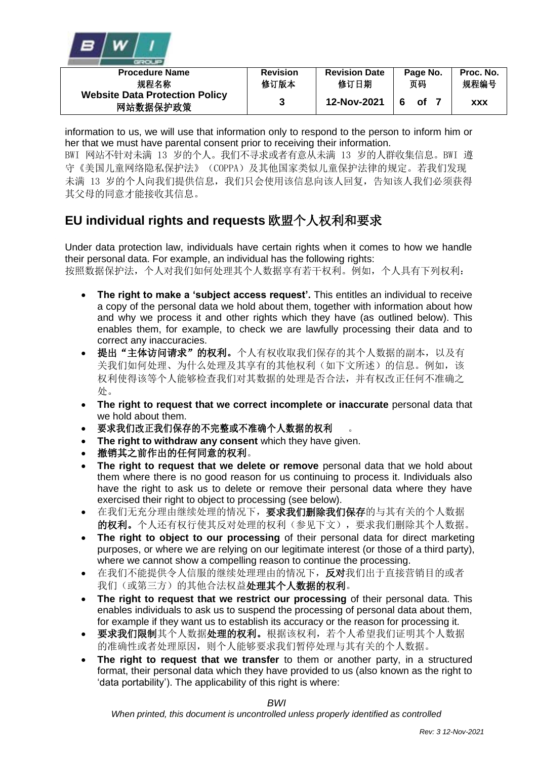information to us, we will use that information only to respond to the person to inform him or her that we must have parental consent prior to receiving their information.
BWI 网站不针对未满 13 岁的个人。我们不寻求或者有意从未满 13 岁的人群收集信息。BWI 遵守《美国儿童网络隐私保护法》（COPPA）及其他国家类似儿童保护法律的规定。若我们发现未满 13 岁的个人向我们提供信息，我们只会使用该信息向该人回复，告知该人我们必须获得其父母的同意才能接收其信息。

## EU individual rights and requests 欧盟个人权利和要求

Under data protection law, individuals have certain rights when it comes to how we handle their personal data. For example, an individual has the following rights:
按照数据保护法，个人对我们如何处理其个人数据享有若干权利。例如，个人具有下列权利：

- **The right to make a 'subject access request'.** This entitles an individual to receive a copy of the personal data we hold about them, together with information about how and why we process it and other rights which they have (as outlined below). This enables them, for example, to check we are lawfully processing their data and to correct any inaccuracies.
- **提出"主体访问请求"的权利。**个人有权收取我们保存的其个人数据的副本，以及有关我们如何处理、为什么处理及其享有的其他权利（如下文所述）的信息。例如，该权利使得该等个人能够检查我们对其数据的处理是否合法，并有权改正任何不准确之处。
- **The right to request that we correct incomplete or inaccurate** personal data that we hold about them.
- **要求我们改正我们保存的不完整或不准确个人数据的权利**。
- **The right to withdraw any consent** which they have given.
- **撤销其之前作出的任何同意的权利**。
- **The right to request that we delete or remove** personal data that we hold about them where there is no good reason for us continuing to process it. Individuals also have the right to ask us to delete or remove their personal data where they have exercised their right to object to processing (see below).
- 在我们无充分理由继续处理的情况下，**要求我们删除我们保存**的与其有关的个人数据**的权利。**个人还有权行使其反对处理的权利（参见下文），要求我们删除其个人数据。
- **The right to object to our processing** of their personal data for direct marketing purposes, or where we are relying on our legitimate interest (or those of a third party), where we cannot show a compelling reason to continue the processing.
- 在我们不能提供令人信服的继续处理理由的情况下，**反对**我们出于直接营销目的或者我们（或第三方）的其他合法权益**处理其个人数据的权利**。
- **The right to request that we restrict our processing** of their personal data. This enables individuals to ask us to suspend the processing of personal data about them, for example if they want us to establish its accuracy or the reason for processing it.
- **要求我们限制**其个人数据**处理的权利。**根据该权利，若个人希望我们证明其个人数据的准确性或者处理原因，则个人能够要求我们暂停处理与其有关的个人数据。
- **The right to request that we transfer** to them or another party, in a structured format, their personal data which they have provided to us (also known as the right to 'data portability'). The applicability of this right is where: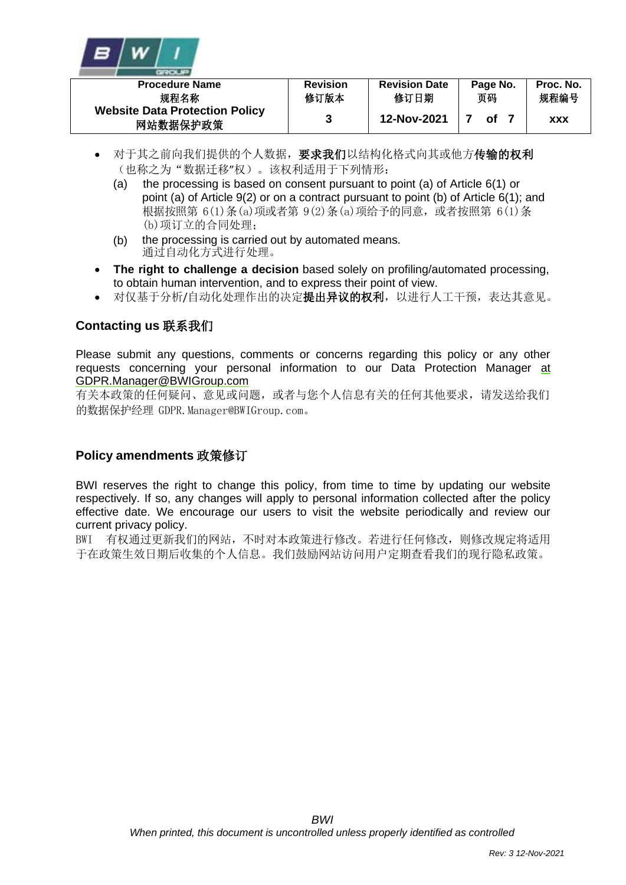- 对于其之前向我们提供的个人数据，**要求我们**以结构化格式向其或他方**传输的权利**（也称之为“数据迁移”权）。该权利适用于下列情形：
  - (a) the processing is based on consent pursuant to point (a) of Article 6(1) or point (a) of Article 9(2) or on a contract pursuant to point (b) of Article 6(1); and
    根据按照第 6(1)条(a)项或者第 9(2)条(a)项给予的同意，或者按照第 6(1)条(b)项订立的合同处理；
  - (b) the processing is carried out by automated means.
    通过自动化方式进行处理。
- **The right to challenge a decision** based solely on profiling/automated processing, to obtain human intervention, and to express their point of view.
- 对仅基于分析/自动化处理作出的决定**提出异议的权利**，以进行人工干预，表达其意见。

## Contacting us 联系我们

Please submit any questions, comments or concerns regarding this policy or any other requests concerning your personal information to our Data Protection Manager at GDPR.Manager@BWIGroup.com
有关本政策的任何疑问、意见或问题，或者与您个人信息有关的任何其他要求，请发送给我们的数据保护经理 GDPR.Manager@BWIGroup.com。

## Policy amendments 政策修订

BWI reserves the right to change this policy, from time to time by updating our website respectively. If so, any changes will apply to personal information collected after the policy effective date. We encourage our users to visit the website periodically and review our current privacy policy.
BWI 有权通过更新我们的网站，不时对本政策进行修改。若进行任何修改，则修改规定将适用于在政策生效日期后收集的个人信息。我们鼓励网站访问用户定期查看我们的现行隐私政策。